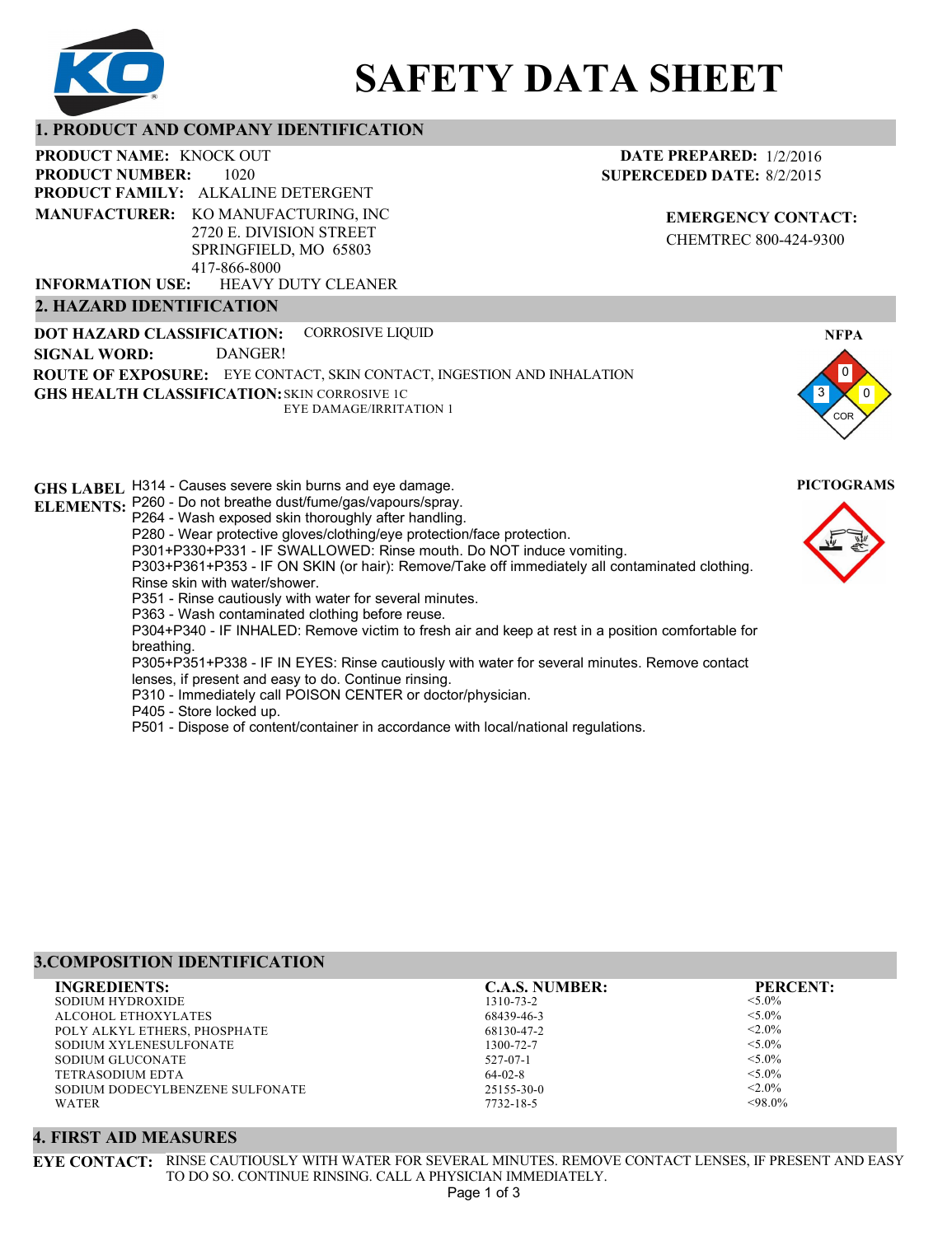# SAFETY DATA SHEET

## 1. PRODUCT AND COMPANY IDENTIFICATION

**PRODUCT NAME:** KNOCK OUT

**PRODUCT NUMBER:** 1020

**PRODUCT FAMILY:** ALKALINE DETERGENT

**MANUFACTURER:** KO MANUFACTURING, INC
2720 E. DIVISION STREET
SPRINGFIELD, MO 65803
417-866-8000

**INFORMATION USE:** HEAVY DUTY CLEANER

**DATE PREPARED:** 1/2/2016

**SUPERCEDED DATE:** 8/2/2015

**EMERGENCY CONTACT:**
CHEMTREC 800-424-9300

## 2. HAZARD IDENTIFICATION

**DOT HAZARD CLASSIFICATION:** CORROSIVE LIQUID

**SIGNAL WORD:** DANGER!

**ROUTE OF EXPOSURE:** EYE CONTACT, SKIN CONTACT, INGESTION AND INHALATION

**GHS HEALTH CLASSIFICATION:** SKIN CORROSIVE 1C
EYE DAMAGE/IRRITATION 1

**NFPA**

Health: 3, Flammability: 0, Reactivity: 0, Special: COR

**GHS LABEL ELEMENTS:**

H314 - Causes severe skin burns and eye damage.
P260 - Do not breathe dust/fume/gas/vapours/spray.
P264 - Wash exposed skin thoroughly after handling.
P280 - Wear protective gloves/clothing/eye protection/face protection.
P301+P330+P331 - IF SWALLOWED: Rinse mouth. Do NOT induce vomiting.
P303+P361+P353 - IF ON SKIN (or hair): Remove/Take off immediately all contaminated clothing. Rinse skin with water/shower.
P351 - Rinse cautiously with water for several minutes.
P363 - Wash contaminated clothing before reuse.
P304+P340 - IF INHALED: Remove victim to fresh air and keep at rest in a position comfortable for breathing.
P305+P351+P338 - IF IN EYES: Rinse cautiously with water for several minutes. Remove contact lenses, if present and easy to do. Continue rinsing.
P310 - Immediately call POISON CENTER or doctor/physician.
P405 - Store locked up.
P501 - Dispose of content/container in accordance with local/national regulations.

**PICTOGRAMS**

## 3.COMPOSITION IDENTIFICATION

| INGREDIENTS: | C.A.S. NUMBER: | PERCENT: |
|---|---|---|
| SODIUM HYDROXIDE | 1310-73-2 | <5.0% |
| ALCOHOL ETHOXYLATES | 68439-46-3 | <5.0% |
| POLY ALKYL ETHERS, PHOSPHATE | 68130-47-2 | <2.0% |
| SODIUM XYLENESULFONATE | 1300-72-7 | <5.0% |
| SODIUM GLUCONATE | 527-07-1 | <5.0% |
| TETRASODIUM EDTA | 64-02-8 | <5.0% |
| SODIUM DODECYLBENZENE SULFONATE | 25155-30-0 | <2.0% |
| WATER | 7732-18-5 | <98.0% |

## 4. FIRST AID MEASURES

**EYE CONTACT:** RINSE CAUTIOUSLY WITH WATER FOR SEVERAL MINUTES. REMOVE CONTACT LENSES, IF PRESENT AND EASY TO DO SO. CONTINUE RINSING. CALL A PHYSICIAN IMMEDIATELY.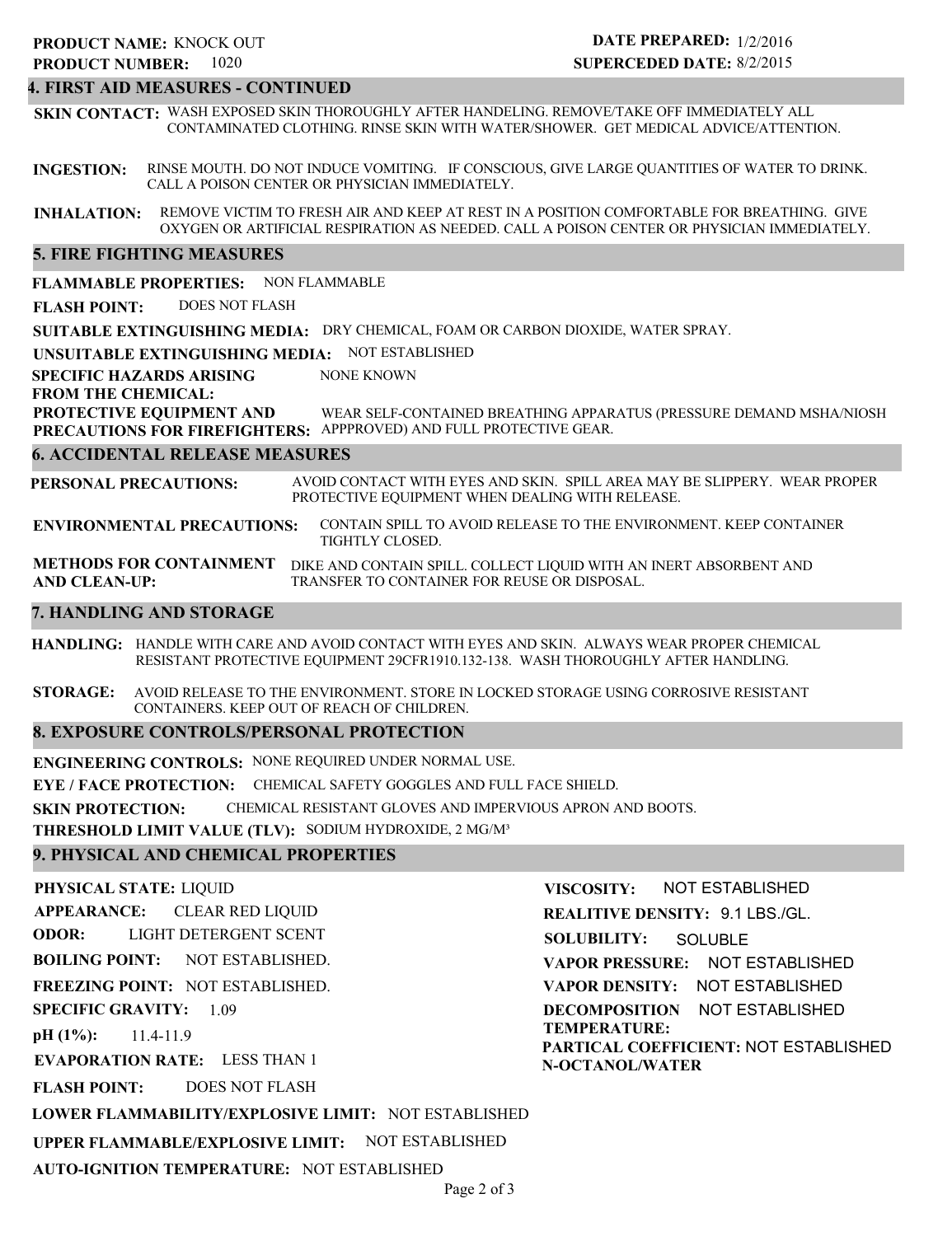**PRODUCT NAME:** KNOCK OUT
**PRODUCT NUMBER:** 1020

**DATE PREPARED:** 1/2/2016
**SUPERCEDED DATE:** 8/2/2015

## 4. FIRST AID MEASURES - CONTINUED

**SKIN CONTACT:** WASH EXPOSED SKIN THOROUGHLY AFTER HANDELING. REMOVE/TAKE OFF IMMEDIATELY ALL CONTAMINATED CLOTHING. RINSE SKIN WITH WATER/SHOWER. GET MEDICAL ADVICE/ATTENTION.

**INGESTION:** RINSE MOUTH. DO NOT INDUCE VOMITING. IF CONSCIOUS, GIVE LARGE QUANTITIES OF WATER TO DRINK. CALL A POISON CENTER OR PHYSICIAN IMMEDIATELY.

**INHALATION:** REMOVE VICTIM TO FRESH AIR AND KEEP AT REST IN A POSITION COMFORTABLE FOR BREATHING. GIVE OXYGEN OR ARTIFICIAL RESPIRATION AS NEEDED. CALL A POISON CENTER OR PHYSICIAN IMMEDIATELY.

## 5. FIRE FIGHTING MEASURES

**FLAMMABLE PROPERTIES:** NON FLAMMABLE

**FLASH POINT:** DOES NOT FLASH

**SUITABLE EXTINGUISHING MEDIA:** DRY CHEMICAL, FOAM OR CARBON DIOXIDE, WATER SPRAY.

**UNSUITABLE EXTINGUISHING MEDIA:** NOT ESTABLISHED

**SPECIFIC HAZARDS ARISING FROM THE CHEMICAL:** NONE KNOWN

**PROTECTIVE EQUIPMENT AND PRECAUTIONS FOR FIREFIGHTERS:** WEAR SELF-CONTAINED BREATHING APPARATUS (PRESSURE DEMAND MSHA/NIOSH APPPROVED) AND FULL PROTECTIVE GEAR.

## 6. ACCIDENTAL RELEASE MEASURES

**PERSONAL PRECAUTIONS:** AVOID CONTACT WITH EYES AND SKIN. SPILL AREA MAY BE SLIPPERY. WEAR PROPER PROTECTIVE EQUIPMENT WHEN DEALING WITH RELEASE.

**ENVIRONMENTAL PRECAUTIONS:** CONTAIN SPILL TO AVOID RELEASE TO THE ENVIRONMENT. KEEP CONTAINER TIGHTLY CLOSED.

**METHODS FOR CONTAINMENT AND CLEAN-UP:** DIKE AND CONTAIN SPILL. COLLECT LIQUID WITH AN INERT ABSORBENT AND TRANSFER TO CONTAINER FOR REUSE OR DISPOSAL.

## 7. HANDLING AND STORAGE

**HANDLING:** HANDLE WITH CARE AND AVOID CONTACT WITH EYES AND SKIN. ALWAYS WEAR PROPER CHEMICAL RESISTANT PROTECTIVE EQUIPMENT 29CFR1910.132-138. WASH THOROUGHLY AFTER HANDLING.

**STORAGE:** AVOID RELEASE TO THE ENVIRONMENT. STORE IN LOCKED STORAGE USING CORROSIVE RESISTANT CONTAINERS. KEEP OUT OF REACH OF CHILDREN.

## 8. EXPOSURE CONTROLS/PERSONAL PROTECTION

**ENGINEERING CONTROLS:** NONE REQUIRED UNDER NORMAL USE.

**EYE / FACE PROTECTION:** CHEMICAL SAFETY GOGGLES AND FULL FACE SHIELD.

**SKIN PROTECTION:** CHEMICAL RESISTANT GLOVES AND IMPERVIOUS APRON AND BOOTS.

**THRESHOLD LIMIT VALUE (TLV):** SODIUM HYDROXIDE, 2 MG/M³

## 9. PHYSICAL AND CHEMICAL PROPERTIES

**PHYSICAL STATE:** LIQUID

**APPEARANCE:** CLEAR RED LIQUID

**ODOR:** LIGHT DETERGENT SCENT

**BOILING POINT:** NOT ESTABLISHED.

**FREEZING POINT:** NOT ESTABLISHED.

**SPECIFIC GRAVITY:** 1.09

**pH (1%):** 11.4-11.9

**EVAPORATION RATE:** LESS THAN 1

**FLASH POINT:** DOES NOT FLASH

**LOWER FLAMMABILITY/EXPLOSIVE LIMIT:** NOT ESTABLISHED

**UPPER FLAMMABLE/EXPLOSIVE LIMIT:** NOT ESTABLISHED

**AUTO-IGNITION TEMPERATURE:** NOT ESTABLISHED

**VISCOSITY:** NOT ESTABLISHED

**REALITIVE DENSITY:** 9.1 LBS./GL.

**SOLUBILITY:** SOLUBLE

**VAPOR PRESSURE:** NOT ESTABLISHED

**VAPOR DENSITY:** NOT ESTABLISHED

**DECOMPOSITION TEMPERATURE:** NOT ESTABLISHED

**PARTICAL COEFFICIENT: N-OCTANOL/WATER** NOT ESTABLISHED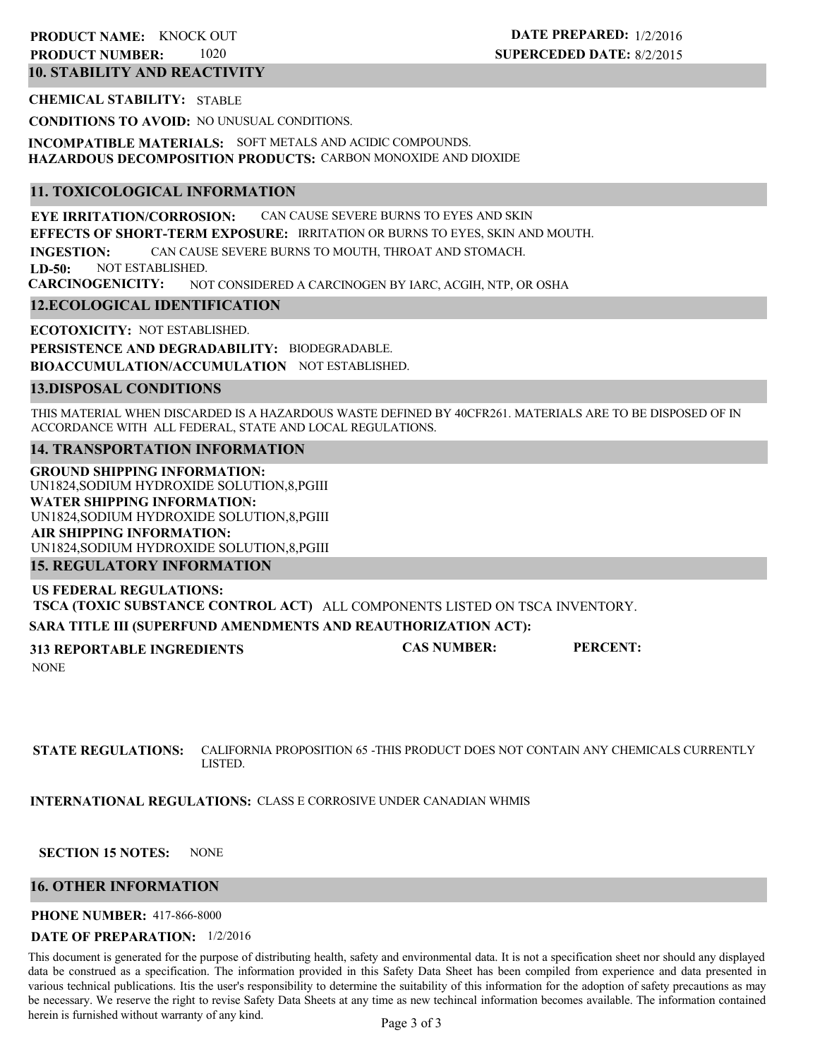**PRODUCT NAME:** KNOCK OUT
**PRODUCT NUMBER:** 1020

**DATE PREPARED:** 1/2/2016
**SUPERCEDED DATE:** 8/2/2015

## 10. STABILITY AND REACTIVITY

**CHEMICAL STABILITY:** STABLE

**CONDITIONS TO AVOID:** NO UNUSUAL CONDITIONS.

**INCOMPATIBLE MATERIALS:** SOFT METALS AND ACIDIC COMPOUNDS.

**HAZARDOUS DECOMPOSITION PRODUCTS:** CARBON MONOXIDE AND DIOXIDE

## 11. TOXICOLOGICAL INFORMATION

**EYE IRRITATION/CORROSION:** CAN CAUSE SEVERE BURNS TO EYES AND SKIN

**EFFECTS OF SHORT-TERM EXPOSURE:** IRRITATION OR BURNS TO EYES, SKIN AND MOUTH.

**INGESTION:** CAN CAUSE SEVERE BURNS TO MOUTH, THROAT AND STOMACH.

**LD-50:** NOT ESTABLISHED.

**CARCINOGENICITY:** NOT CONSIDERED A CARCINOGEN BY IARC, ACGIH, NTP, OR OSHA

## 12.ECOLOGICAL IDENTIFICATION

**ECOTOXICITY:** NOT ESTABLISHED.

**PERSISTENCE AND DEGRADABILITY:** BIODEGRADABLE.

**BIOACCUMULATION/ACCUMULATION** NOT ESTABLISHED.

## 13.DISPOSAL CONDITIONS

THIS MATERIAL WHEN DISCARDED IS A HAZARDOUS WASTE DEFINED BY 40CFR261. MATERIALS ARE TO BE DISPOSED OF IN ACCORDANCE WITH ALL FEDERAL, STATE AND LOCAL REGULATIONS.

## 14. TRANSPORTATION INFORMATION

**GROUND SHIPPING INFORMATION:**
UN1824,SODIUM HYDROXIDE SOLUTION,8,PGIII

**WATER SHIPPING INFORMATION:**
UN1824,SODIUM HYDROXIDE SOLUTION,8,PGIII

**AIR SHIPPING INFORMATION:**
UN1824,SODIUM HYDROXIDE SOLUTION,8,PGIII

## 15. REGULATORY INFORMATION

**US FEDERAL REGULATIONS:**

**TSCA (TOXIC SUBSTANCE CONTROL ACT)** ALL COMPONENTS LISTED ON TSCA INVENTORY.

**SARA TITLE III (SUPERFUND AMENDMENTS AND REAUTHORIZATION ACT):**

| 313 REPORTABLE INGREDIENTS | CAS NUMBER: | PERCENT: |
|---|---|---|
| NONE | | |

**STATE REGULATIONS:** CALIFORNIA PROPOSITION 65 -THIS PRODUCT DOES NOT CONTAIN ANY CHEMICALS CURRENTLY LISTED.

**INTERNATIONAL REGULATIONS:** CLASS E CORROSIVE UNDER CANADIAN WHMIS

**SECTION 15 NOTES:** NONE

## 16. OTHER INFORMATION

**PHONE NUMBER:** 417-866-8000

**DATE OF PREPARATION:** 1/2/2016

This document is generated for the purpose of distributing health, safety and environmental data. It is not a specification sheet nor should any displayed data be construed as a specification. The information provided in this Safety Data Sheet has been compiled from experience and data presented in various technical publications. Itis the user's responsibility to determine the suitability of this information for the adoption of safety precautions as may be necessary. We reserve the right to revise Safety Data Sheets at any time as new techincal information becomes available. The information contained herein is furnished without warranty of any kind.